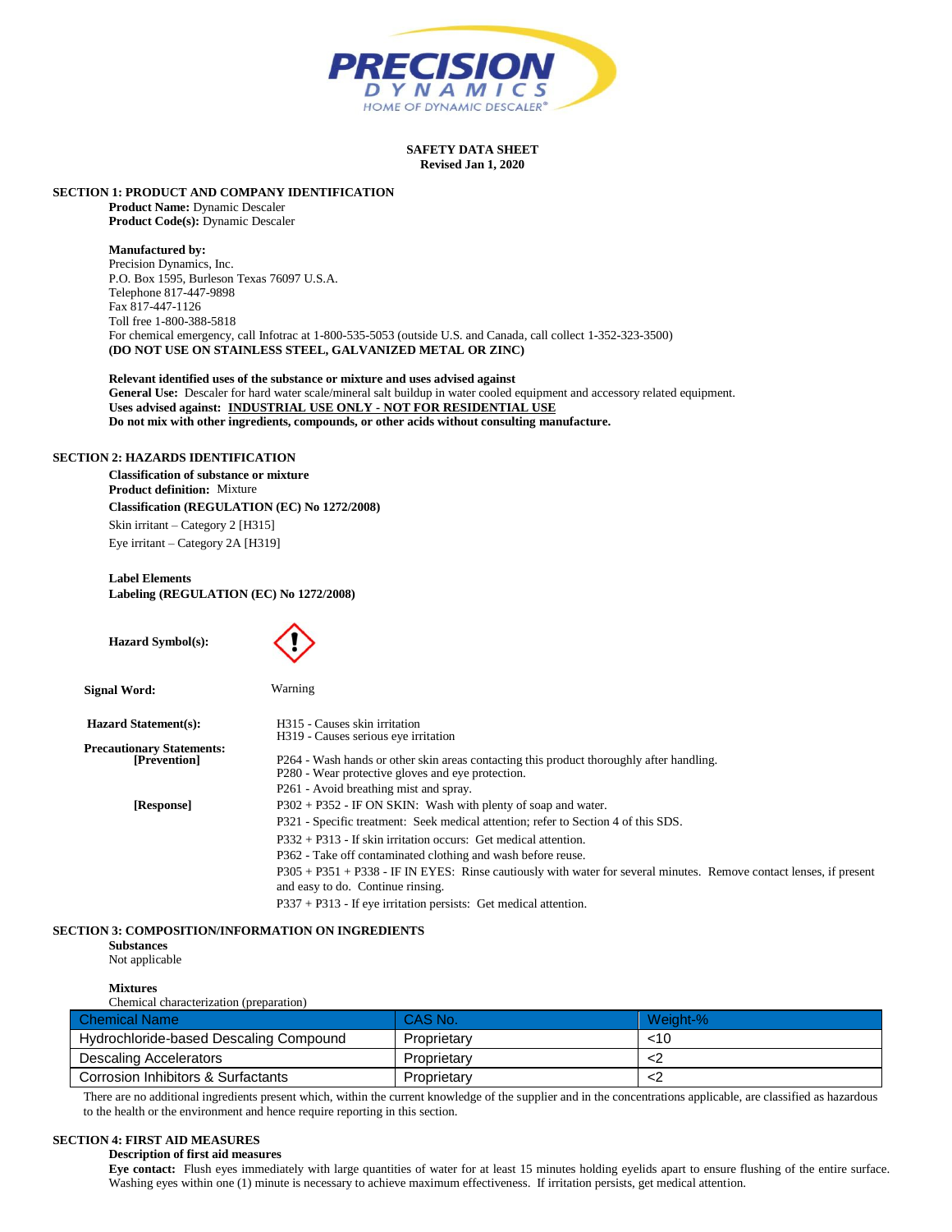PRECISION DYNAMICS
HOME OF DYNAMIC DESCALER®

**SAFETY DATA SHEET**
**Revised Jan 1, 2020**

## SECTION 1: PRODUCT AND COMPANY IDENTIFICATION

**Product Name:** Dynamic Descaler
**Product Code(s):** Dynamic Descaler

**Manufactured by:**
Precision Dynamics, Inc.
P.O. Box 1595, Burleson Texas 76097 U.S.A.
Telephone 817-447-9898
Fax 817-447-1126
Toll free 1-800-388-5818
For chemical emergency, call Infotrac at 1-800-535-5053 (outside U.S. and Canada, call collect 1-352-323-3500)
**(DO NOT USE ON STAINLESS STEEL, GALVANIZED METAL OR ZINC)**

**Relevant identified uses of the substance or mixture and uses advised against**
**General Use:** Descaler for hard water scale/mineral salt buildup in water cooled equipment and accessory related equipment.
**Uses advised against:** **INDUSTRIAL USE ONLY - NOT FOR RESIDENTIAL USE**
**Do not mix with other ingredients, compounds, or other acids without consulting manufacture.**

## SECTION 2: HAZARDS IDENTIFICATION

**Classification of substance or mixture**
**Product definition:** Mixture
**Classification (REGULATION (EC) No 1272/2008)**
Skin irritant – Category 2 [H315]
Eye irritant – Category 2A [H319]

**Label Elements**
**Labeling (REGULATION (EC) No 1272/2008)**

**Hazard Symbol(s):**

**Signal Word:** Warning

**Hazard Statement(s):**
H315 - Causes skin irritation
H319 - Causes serious eye irritation

**Precautionary Statements:**
**[Prevention]**
P264 - Wash hands or other skin areas contacting this product thoroughly after handling.
P280 - Wear protective gloves and eye protection.
P261 - Avoid breathing mist and spray.

**[Response]**
P302 + P352 - IF ON SKIN: Wash with plenty of soap and water.
P321 - Specific treatment: Seek medical attention; refer to Section 4 of this SDS.
P332 + P313 - If skin irritation occurs: Get medical attention.
P362 - Take off contaminated clothing and wash before reuse.
P305 + P351 + P338 - IF IN EYES: Rinse cautiously with water for several minutes. Remove contact lenses, if present and easy to do. Continue rinsing.
P337 + P313 - If eye irritation persists: Get medical attention.

## SECTION 3: COMPOSITION/INFORMATION ON INGREDIENTS

**Substances**
Not applicable

**Mixtures**
Chemical characterization (preparation)

| Chemical Name | CAS No. | Weight-% |
|---|---|---|
| Hydrochloride-based Descaling Compound | Proprietary | <10 |
| Descaling Accelerators | Proprietary | <2 |
| Corrosion Inhibitors & Surfactants | Proprietary | <2 |

There are no additional ingredients present which, within the current knowledge of the supplier and in the concentrations applicable, are classified as hazardous to the health or the environment and hence require reporting in this section.

## SECTION 4: FIRST AID MEASURES

**Description of first aid measures**
**Eye contact:** Flush eyes immediately with large quantities of water for at least 15 minutes holding eyelids apart to ensure flushing of the entire surface. Washing eyes within one (1) minute is necessary to achieve maximum effectiveness. If irritation persists, get medical attention.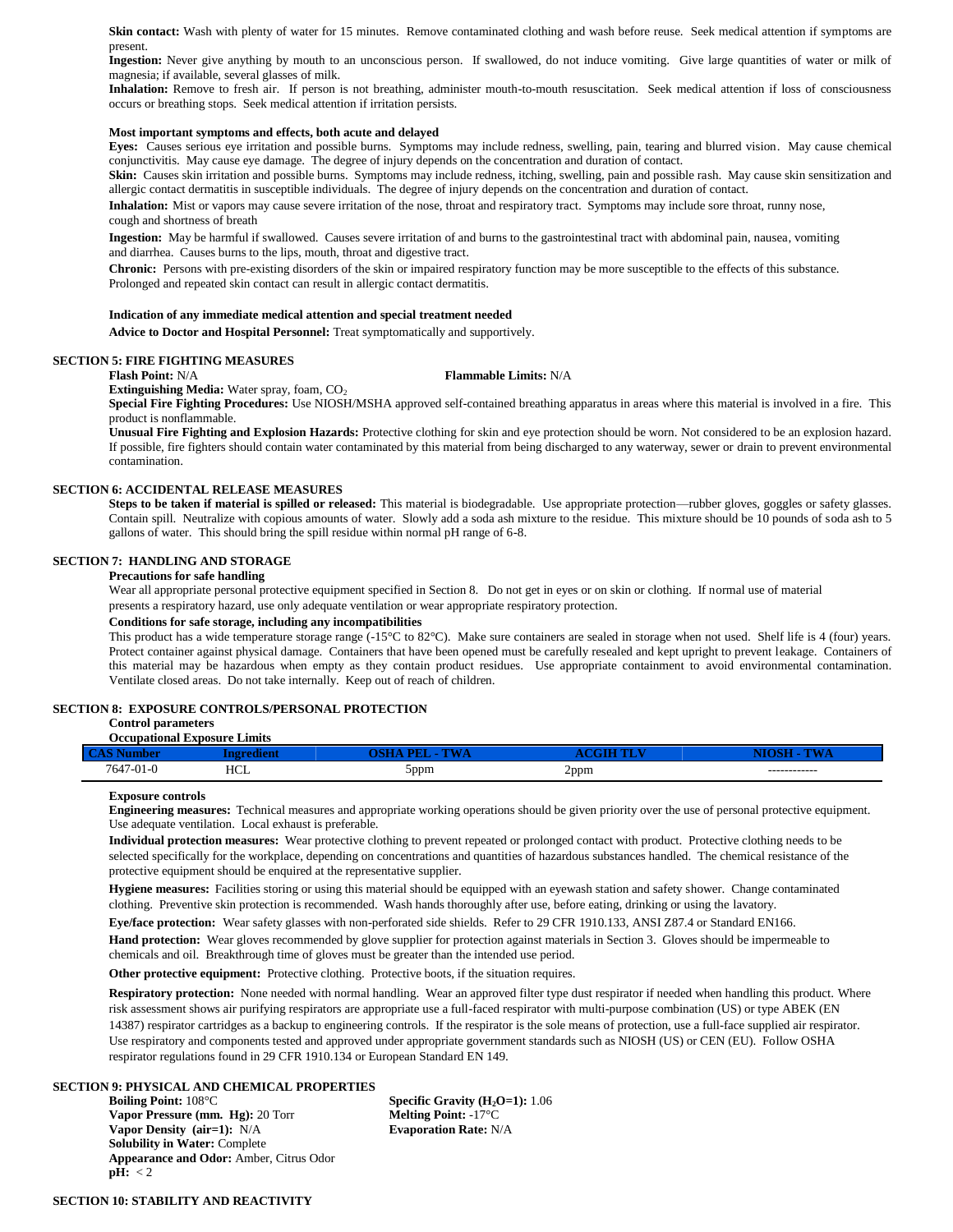**Skin contact:** Wash with plenty of water for 15 minutes. Remove contaminated clothing and wash before reuse. Seek medical attention if symptoms are present.

**Ingestion:** Never give anything by mouth to an unconscious person. If swallowed, do not induce vomiting. Give large quantities of water or milk of magnesia; if available, several glasses of milk.

**Inhalation:** Remove to fresh air. If person is not breathing, administer mouth-to-mouth resuscitation. Seek medical attention if loss of consciousness occurs or breathing stops. Seek medical attention if irritation persists.

**Most important symptoms and effects, both acute and delayed**

**Eyes:** Causes serious eye irritation and possible burns. Symptoms may include redness, swelling, pain, tearing and blurred vision. May cause chemical conjunctivitis. May cause eye damage. The degree of injury depends on the concentration and duration of contact.

**Skin:** Causes skin irritation and possible burns. Symptoms may include redness, itching, swelling, pain and possible rash. May cause skin sensitization and allergic contact dermatitis in susceptible individuals. The degree of injury depends on the concentration and duration of contact.

**Inhalation:** Mist or vapors may cause severe irritation of the nose, throat and respiratory tract. Symptoms may include sore throat, runny nose, cough and shortness of breath

**Ingestion:** May be harmful if swallowed. Causes severe irritation of and burns to the gastrointestinal tract with abdominal pain, nausea, vomiting and diarrhea. Causes burns to the lips, mouth, throat and digestive tract.

**Chronic:** Persons with pre-existing disorders of the skin or impaired respiratory function may be more susceptible to the effects of this substance. Prolonged and repeated skin contact can result in allergic contact dermatitis.

**Indication of any immediate medical attention and special treatment needed**

**Advice to Doctor and Hospital Personnel:** Treat symptomatically and supportively.

## SECTION 5: FIRE FIGHTING MEASURES

**Flash Point:** N/A

**Flammable Limits:** N/A

**Extinguishing Media:** Water spray, foam, $CO_2$

**Special Fire Fighting Procedures:** Use NIOSH/MSHA approved self-contained breathing apparatus in areas where this material is involved in a fire. This product is nonflammable.

**Unusual Fire Fighting and Explosion Hazards:** Protective clothing for skin and eye protection should be worn. Not considered to be an explosion hazard. If possible, fire fighters should contain water contaminated by this material from being discharged to any waterway, sewer or drain to prevent environmental contamination.

## SECTION 6: ACCIDENTAL RELEASE MEASURES

**Steps to be taken if material is spilled or released:** This material is biodegradable. Use appropriate protection—rubber gloves, goggles or safety glasses. Contain spill. Neutralize with copious amounts of water. Slowly add a soda ash mixture to the residue. This mixture should be 10 pounds of soda ash to 5 gallons of water. This should bring the spill residue within normal pH range of 6-8.

## SECTION 7: HANDLING AND STORAGE

**Precautions for safe handling**

Wear all appropriate personal protective equipment specified in Section 8. Do not get in eyes or on skin or clothing. If normal use of material presents a respiratory hazard, use only adequate ventilation or wear appropriate respiratory protection.

**Conditions for safe storage, including any incompatibilities**

This product has a wide temperature storage range (-15°C to 82°C). Make sure containers are sealed in storage when not used. Shelf life is 4 (four) years. Protect container against physical damage. Containers that have been opened must be carefully resealed and kept upright to prevent leakage. Containers of this material may be hazardous when empty as they contain product residues. Use appropriate containment to avoid environmental contamination. Ventilate closed areas. Do not take internally. Keep out of reach of children.

## SECTION 8: EXPOSURE CONTROLS/PERSONAL PROTECTION

**Control parameters**

**Occupational Exposure Limits**

| CAS Number | Ingredient | OSHA PEL - TWA | ACGIH TLV | NIOSH - TWA |
|---|---|---|---|---|
| 7647-01-0 | HCL | 5ppm | 2ppm | ------------ |

**Exposure controls**

**Engineering measures:** Technical measures and appropriate working operations should be given priority over the use of personal protective equipment. Use adequate ventilation. Local exhaust is preferable.

**Individual protection measures:** Wear protective clothing to prevent repeated or prolonged contact with product. Protective clothing needs to be selected specifically for the workplace, depending on concentrations and quantities of hazardous substances handled. The chemical resistance of the protective equipment should be enquired at the representative supplier.

**Hygiene measures:** Facilities storing or using this material should be equipped with an eyewash station and safety shower. Change contaminated clothing. Preventive skin protection is recommended. Wash hands thoroughly after use, before eating, drinking or using the lavatory.

**Eye/face protection:** Wear safety glasses with non-perforated side shields. Refer to 29 CFR 1910.133, ANSI Z87.4 or Standard EN166.

**Hand protection:** Wear gloves recommended by glove supplier for protection against materials in Section 3. Gloves should be impermeable to chemicals and oil. Breakthrough time of gloves must be greater than the intended use period.

**Other protective equipment:** Protective clothing. Protective boots, if the situation requires.

**Respiratory protection:** None needed with normal handling. Wear an approved filter type dust respirator if needed when handling this product. Where risk assessment shows air purifying respirators are appropriate use a full-faced respirator with multi-purpose combination (US) or type ABEK (EN 14387) respirator cartridges as a backup to engineering controls. If the respirator is the sole means of protection, use a full-face supplied air respirator. Use respiratory and components tested and approved under appropriate government standards such as NIOSH (US) or CEN (EU). Follow OSHA respirator regulations found in 29 CFR 1910.134 or European Standard EN 149.

## SECTION 9: PHYSICAL AND CHEMICAL PROPERTIES

**Boiling Point:** 108°C

**Vapor Pressure (mm. Hg):** 20 Torr

**Vapor Density (air=1):** N/A

**Solubility in Water:** Complete

**Appearance and Odor:** Amber, Citrus Odor

**pH:** < 2

**Specific Gravity ($H_2O$=1):** 1.06

**Melting Point:** -17°C

**Evaporation Rate:** N/A

## SECTION 10: STABILITY AND REACTIVITY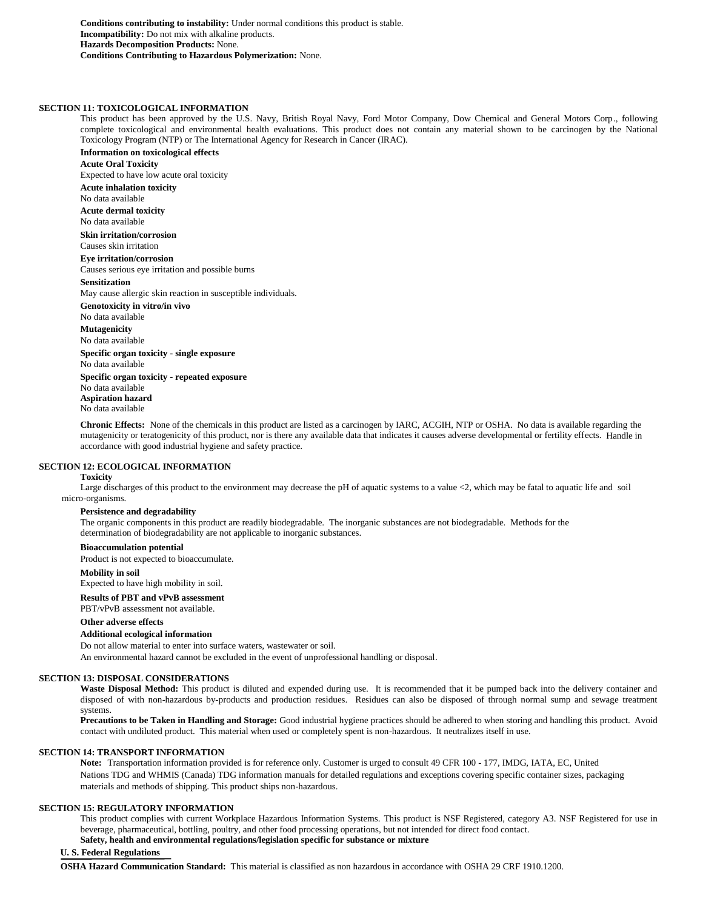**Conditions contributing to instability:** Under normal conditions this product is stable.
**Incompatibility:** Do not mix with alkaline products.
**Hazards Decomposition Products:** None.
**Conditions Contributing to Hazardous Polymerization:** None.

## SECTION 11: TOXICOLOGICAL INFORMATION

This product has been approved by the U.S. Navy, British Royal Navy, Ford Motor Company, Dow Chemical and General Motors Corp., following complete toxicological and environmental health evaluations. This product does not contain any material shown to be carcinogen by the National Toxicology Program (NTP) or The International Agency for Research in Cancer (IRAC).

**Information on toxicological effects**

**Acute Oral Toxicity**
Expected to have low acute oral toxicity

**Acute inhalation toxicity**
No data available

**Acute dermal toxicity**
No data available

**Skin irritation/corrosion**
Causes skin irritation

**Eye irritation/corrosion**
Causes serious eye irritation and possible burns

**Sensitization**
May cause allergic skin reaction in susceptible individuals.

**Genotoxicity in vitro/in vivo**
No data available

**Mutagenicity**
No data available

**Specific organ toxicity - single exposure**
No data available

**Specific organ toxicity - repeated exposure**
No data available

**Aspiration hazard**
No data available

**Chronic Effects:** None of the chemicals in this product are listed as a carcinogen by IARC, ACGIH, NTP or OSHA. No data is available regarding the mutagenicity or teratogenicity of this product, nor is there any available data that indicates it causes adverse developmental or fertility effects. Handle in accordance with good industrial hygiene and safety practice.

## SECTION 12: ECOLOGICAL INFORMATION

**Toxicity**
Large discharges of this product to the environment may decrease the pH of aquatic systems to a value <2, which may be fatal to aquatic life and soil micro-organisms.

**Persistence and degradability**
The organic components in this product are readily biodegradable. The inorganic substances are not biodegradable. Methods for the determination of biodegradability are not applicable to inorganic substances.

**Bioaccumulation potential**
Product is not expected to bioaccumulate.

**Mobility in soil**
Expected to have high mobility in soil.

**Results of PBT and vPvB assessment**
PBT/vPvB assessment not available.

**Other adverse effects**

**Additional ecological information**
Do not allow material to enter into surface waters, wastewater or soil.
An environmental hazard cannot be excluded in the event of unprofessional handling or disposal.

## SECTION 13: DISPOSAL CONSIDERATIONS

**Waste Disposal Method:** This product is diluted and expended during use. It is recommended that it be pumped back into the delivery container and disposed of with non-hazardous by-products and production residues. Residues can also be disposed of through normal sump and sewage treatment systems.
**Precautions to be Taken in Handling and Storage:** Good industrial hygiene practices should be adhered to when storing and handling this product. Avoid contact with undiluted product. This material when used or completely spent is non-hazardous. It neutralizes itself in use.

## SECTION 14: TRANSPORT INFORMATION

**Note:** Transportation information provided is for reference only. Customer is urged to consult 49 CFR 100 - 177, IMDG, IATA, EC, United Nations TDG and WHMIS (Canada) TDG information manuals for detailed regulations and exceptions covering specific container sizes, packaging materials and methods of shipping. This product ships non-hazardous.

## SECTION 15: REGULATORY INFORMATION

This product complies with current Workplace Hazardous Information Systems. This product is NSF Registered, category A3. NSF Registered for use in beverage, pharmaceutical, bottling, poultry, and other food processing operations, but not intended for direct food contact.
**Safety, health and environmental regulations/legislation specific for substance or mixture**

**U. S. Federal Regulations**

**OSHA Hazard Communication Standard:** This material is classified as non hazardous in accordance with OSHA 29 CRF 1910.1200.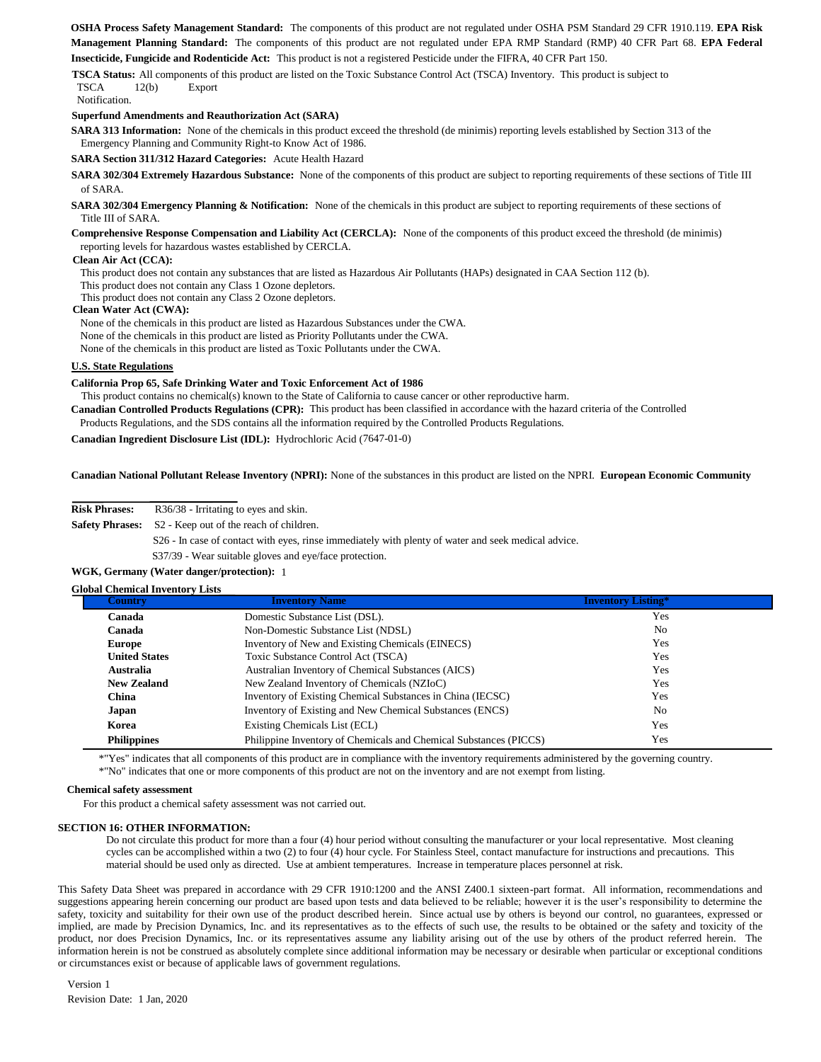**OSHA Process Safety Management Standard:** The components of this product are not regulated under OSHA PSM Standard 29 CFR 1910.119. **EPA Risk Management Planning Standard:** The components of this product are not regulated under EPA RMP Standard (RMP) 40 CFR Part 68. **EPA Federal Insecticide, Fungicide and Rodenticide Act:** This product is not a registered Pesticide under the FIFRA, 40 CFR Part 150.

**TSCA Status:** All components of this product are listed on the Toxic Substance Control Act (TSCA) Inventory. This product is subject to TSCA 12(b) Export Notification.

**Superfund Amendments and Reauthorization Act (SARA)**

**SARA 313 Information:** None of the chemicals in this product exceed the threshold (de minimis) reporting levels established by Section 313 of the Emergency Planning and Community Right-to Know Act of 1986.

**SARA Section 311/312 Hazard Categories:** Acute Health Hazard

**SARA 302/304 Extremely Hazardous Substance:** None of the components of this product are subject to reporting requirements of these sections of Title III of SARA.

**SARA 302/304 Emergency Planning & Notification:** None of the chemicals in this product are subject to reporting requirements of these sections of Title III of SARA.

**Comprehensive Response Compensation and Liability Act (CERCLA):** None of the components of this product exceed the threshold (de minimis) reporting levels for hazardous wastes established by CERCLA.

**Clean Air Act (CCA):**

This product does not contain any substances that are listed as Hazardous Air Pollutants (HAPs) designated in CAA Section 112 (b).
This product does not contain any Class 1 Ozone depletors.
This product does not contain any Class 2 Ozone depletors.

**Clean Water Act (CWA):**

None of the chemicals in this product are listed as Hazardous Substances under the CWA.
None of the chemicals in this product are listed as Priority Pollutants under the CWA.
None of the chemicals in this product are listed as Toxic Pollutants under the CWA.

**U.S. State Regulations**

**California Prop 65, Safe Drinking Water and Toxic Enforcement Act of 1986**

This product contains no chemical(s) known to the State of California to cause cancer or other reproductive harm.

**Canadian Controlled Products Regulations (CPR):** This product has been classified in accordance with the hazard criteria of the Controlled Products Regulations, and the SDS contains all the information required by the Controlled Products Regulations.

**Canadian Ingredient Disclosure List (IDL):** Hydrochloric Acid (7647-01-0)

**Canadian National Pollutant Release Inventory (NPRI):** None of the substances in this product are listed on the NPRI. **European Economic Community**

**Risk Phrases:** R36/38 - Irritating to eyes and skin.

**Safety Phrases:** S2 - Keep out of the reach of children.

S26 - In case of contact with eyes, rinse immediately with plenty of water and seek medical advice.

S37/39 - Wear suitable gloves and eye/face protection.

**WGK, Germany (Water danger/protection):** 1

**Global Chemical Inventory Lists**

| Country | Inventory Name | Inventory Listing* |
|---|---|---|
| **Canada** | Domestic Substance List (DSL). | Yes |
| **Canada** | Non-Domestic Substance List (NDSL) | No |
| **Europe** | Inventory of New and Existing Chemicals (EINECS) | Yes |
| **United States** | Toxic Substance Control Act (TSCA) | Yes |
| **Australia** | Australian Inventory of Chemical Substances (AICS) | Yes |
| **New Zealand** | New Zealand Inventory of Chemicals (NZIoC) | Yes |
| **China** | Inventory of Existing Chemical Substances in China (IECSC) | Yes |
| **Japan** | Inventory of Existing and New Chemical Substances (ENCS) | No |
| **Korea** | Existing Chemicals List (ECL) | Yes |
| **Philippines** | Philippine Inventory of Chemicals and Chemical Substances (PICCS) | Yes |

*"Yes" indicates that all components of this product are in compliance with the inventory requirements administered by the governing country.
*"No" indicates that one or more components of this product are not on the inventory and are not exempt from listing.

**Chemical safety assessment**

For this product a chemical safety assessment was not carried out.

## SECTION 16: OTHER INFORMATION:

Do not circulate this product for more than a four (4) hour period without consulting the manufacturer or your local representative. Most cleaning cycles can be accomplished within a two (2) to four (4) hour cycle. For Stainless Steel, contact manufacture for instructions and precautions. This material should be used only as directed. Use at ambient temperatures. Increase in temperature places personnel at risk.

This Safety Data Sheet was prepared in accordance with 29 CFR 1910:1200 and the ANSI Z400.1 sixteen-part format. All information, recommendations and suggestions appearing herein concerning our product are based upon tests and data believed to be reliable; however it is the user's responsibility to determine the safety, toxicity and suitability for their own use of the product described herein. Since actual use by others is beyond our control, no guarantees, expressed or implied, are made by Precision Dynamics, Inc. and its representatives as to the effects of such use, the results to be obtained or the safety and toxicity of the product, nor does Precision Dynamics, Inc. or its representatives assume any liability arising out of the use by others of the product referred herein. The information herein is not be construed as absolutely complete since additional information may be necessary or desirable when particular or exceptional conditions or circumstances exist or because of applicable laws of government regulations.

Version 1
Revision Date: 1 Jan, 2020